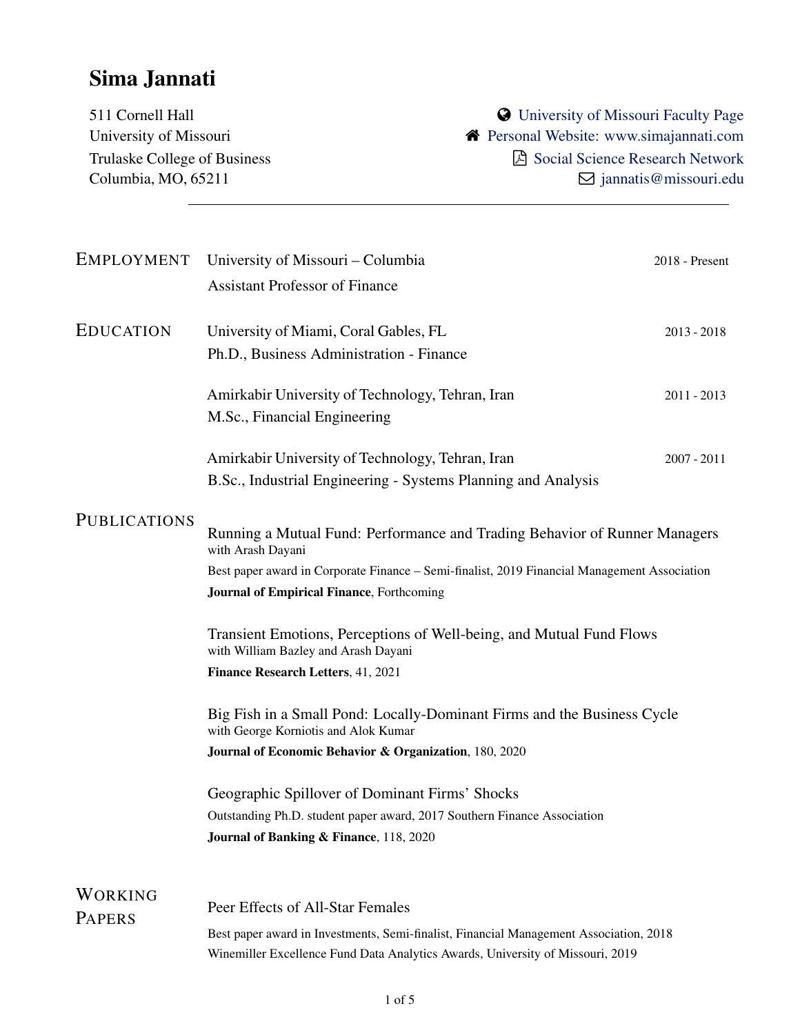# Sima Jannati

511 Cornell Hall
University of Missouri
Trulaske College of Business
Columbia, MO, 65211

University of Missouri Faculty Page
Personal Website: www.simajannati.com
Social Science Research Network
jannatis@missouri.edu

---

## Employment

University of Missouri – Columbia — 2018 - Present
Assistant Professor of Finance

## Education

University of Miami, Coral Gables, FL — 2013 - 2018
Ph.D., Business Administration - Finance

Amirkabir University of Technology, Tehran, Iran — 2011 - 2013
M.Sc., Financial Engineering

Amirkabir University of Technology, Tehran, Iran — 2007 - 2011
B.Sc., Industrial Engineering - Systems Planning and Analysis

## Publications

Running a Mutual Fund: Performance and Trading Behavior of Runner Managers
with Arash Dayani
Best paper award in Corporate Finance – Semi-finalist, 2019 Financial Management Association
**Journal of Empirical Finance**, Forthcoming

Transient Emotions, Perceptions of Well-being, and Mutual Fund Flows
with William Bazley and Arash Dayani
**Finance Research Letters**, 41, 2021

Big Fish in a Small Pond: Locally-Dominant Firms and the Business Cycle
with George Korniotis and Alok Kumar
**Journal of Economic Behavior & Organization**, 180, 2020

Geographic Spillover of Dominant Firms' Shocks
Outstanding Ph.D. student paper award, 2017 Southern Finance Association
**Journal of Banking & Finance**, 118, 2020

## Working Papers

Peer Effects of All-Star Females
Best paper award in Investments, Semi-finalist, Financial Management Association, 2018
Winemiller Excellence Fund Data Analytics Awards, University of Missouri, 2019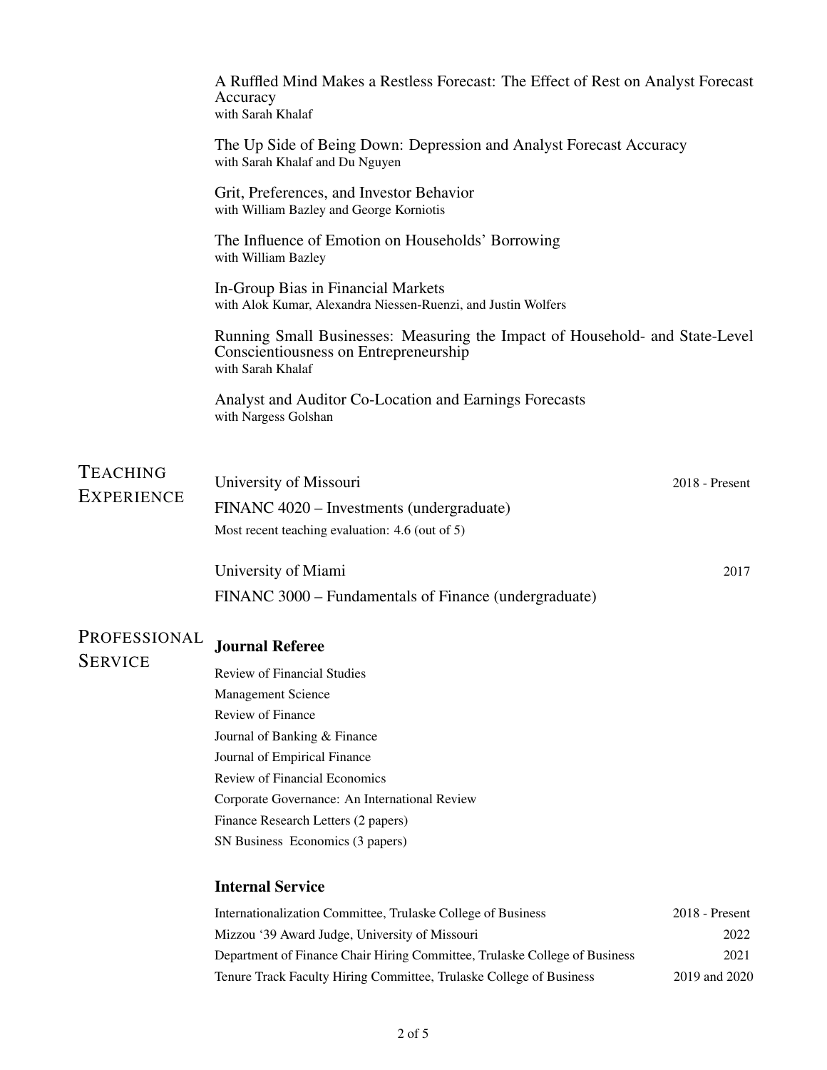A Ruffled Mind Makes a Restless Forecast: The Effect of Rest on Analyst Forecast Accuracy
with Sarah Khalaf

The Up Side of Being Down: Depression and Analyst Forecast Accuracy
with Sarah Khalaf and Du Nguyen

Grit, Preferences, and Investor Behavior
with William Bazley and George Korniotis

The Influence of Emotion on Households' Borrowing
with William Bazley

In-Group Bias in Financial Markets
with Alok Kumar, Alexandra Niessen-Ruenzi, and Justin Wolfers

Running Small Businesses: Measuring the Impact of Household- and State-Level Conscientiousness on Entrepreneurship
with Sarah Khalaf

Analyst and Auditor Co-Location and Earnings Forecasts
with Nargess Golshan

## Teaching Experience

University of Missouri — 2018 - Present

FINANC 4020 – Investments (undergraduate)

Most recent teaching evaluation: 4.6 (out of 5)

University of Miami — 2017

FINANC 3000 – Fundamentals of Finance (undergraduate)

## Professional Service

### Journal Referee

Review of Financial Studies
Management Science
Review of Finance
Journal of Banking & Finance
Journal of Empirical Finance
Review of Financial Economics
Corporate Governance: An International Review
Finance Research Letters (2 papers)
SN Business  Economics (3 papers)

### Internal Service

Internationalization Committee, Trulaske College of Business — 2018 - Present

Mizzou '39 Award Judge, University of Missouri — 2022

Department of Finance Chair Hiring Committee, Trulaske College of Business — 2021

Tenure Track Faculty Hiring Committee, Trulaske College of Business — 2019 and 2020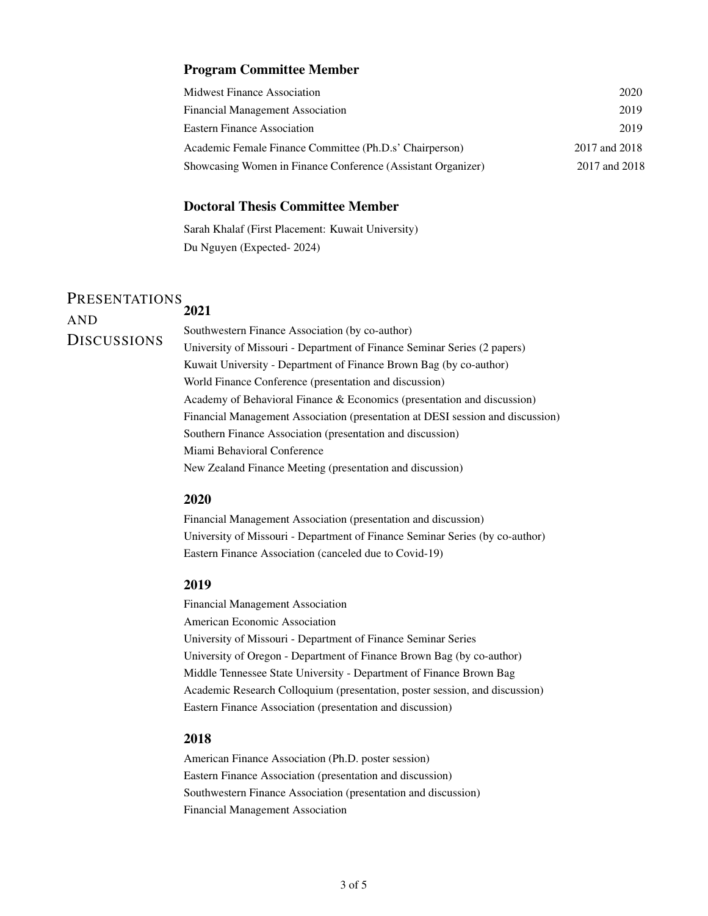### Program Committee Member

| | |
|---|---|
| Midwest Finance Association | 2020 |
| Financial Management Association | 2019 |
| Eastern Finance Association | 2019 |
| Academic Female Finance Committee (Ph.D.s' Chairperson) | 2017 and 2018 |
| Showcasing Women in Finance Conference (Assistant Organizer) | 2017 and 2018 |

### Doctoral Thesis Committee Member

Sarah Khalaf (First Placement: Kuwait University)
Du Nguyen (Expected- 2024)

## Presentations and Discussions

### 2021

Southwestern Finance Association (by co-author)
University of Missouri - Department of Finance Seminar Series (2 papers)
Kuwait University - Department of Finance Brown Bag (by co-author)
World Finance Conference (presentation and discussion)
Academy of Behavioral Finance & Economics (presentation and discussion)
Financial Management Association (presentation at DESI session and discussion)
Southern Finance Association (presentation and discussion)
Miami Behavioral Conference
New Zealand Finance Meeting (presentation and discussion)

### 2020

Financial Management Association (presentation and discussion)
University of Missouri - Department of Finance Seminar Series (by co-author)
Eastern Finance Association (canceled due to Covid-19)

### 2019

Financial Management Association
American Economic Association
University of Missouri - Department of Finance Seminar Series
University of Oregon - Department of Finance Brown Bag (by co-author)
Middle Tennessee State University - Department of Finance Brown Bag
Academic Research Colloquium (presentation, poster session, and discussion)
Eastern Finance Association (presentation and discussion)

### 2018

American Finance Association (Ph.D. poster session)
Eastern Finance Association (presentation and discussion)
Southwestern Finance Association (presentation and discussion)
Financial Management Association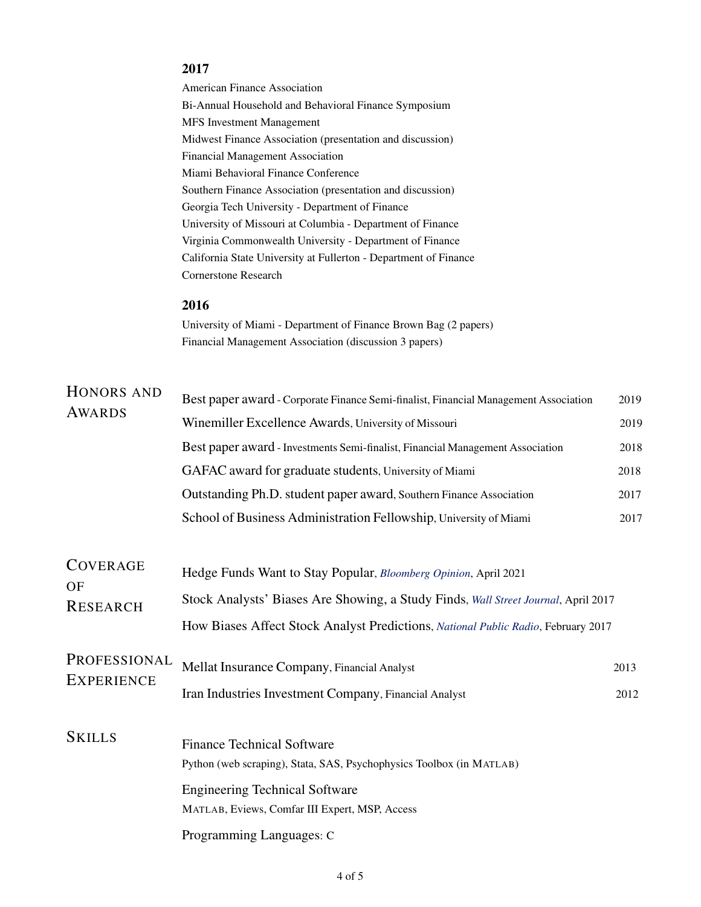### 2017

American Finance Association  
Bi-Annual Household and Behavioral Finance Symposium  
MFS Investment Management  
Midwest Finance Association (presentation and discussion)  
Financial Management Association  
Miami Behavioral Finance Conference  
Southern Finance Association (presentation and discussion)  
Georgia Tech University - Department of Finance  
University of Missouri at Columbia - Department of Finance  
Virginia Commonwealth University - Department of Finance  
California State University at Fullerton - Department of Finance  
Cornerstone Research

### 2016

University of Miami - Department of Finance Brown Bag (2 papers)  
Financial Management Association (discussion 3 papers)

## Honors and Awards

- Best paper award - Corporate Finance Semi-finalist, Financial Management Association — 2019
- Winemiller Excellence Awards, University of Missouri — 2019
- Best paper award - Investments Semi-finalist, Financial Management Association — 2018
- GAFAC award for graduate students, University of Miami — 2018
- Outstanding Ph.D. student paper award, Southern Finance Association — 2017
- School of Business Administration Fellowship, University of Miami — 2017

## Coverage of Research

- Hedge Funds Want to Stay Popular, *Bloomberg Opinion*, April 2021
- Stock Analysts' Biases Are Showing, a Study Finds, *Wall Street Journal*, April 2017
- How Biases Affect Stock Analyst Predictions, *National Public Radio*, February 2017

## Professional Experience

- Mellat Insurance Company, Financial Analyst — 2013
- Iran Industries Investment Company, Financial Analyst — 2012

## Skills

Finance Technical Software  
Python (web scraping), Stata, SAS, Psychophysics Toolbox (in MATLAB)

Engineering Technical Software  
MATLAB, Eviews, Comfar III Expert, MSP, Access

Programming Languages: C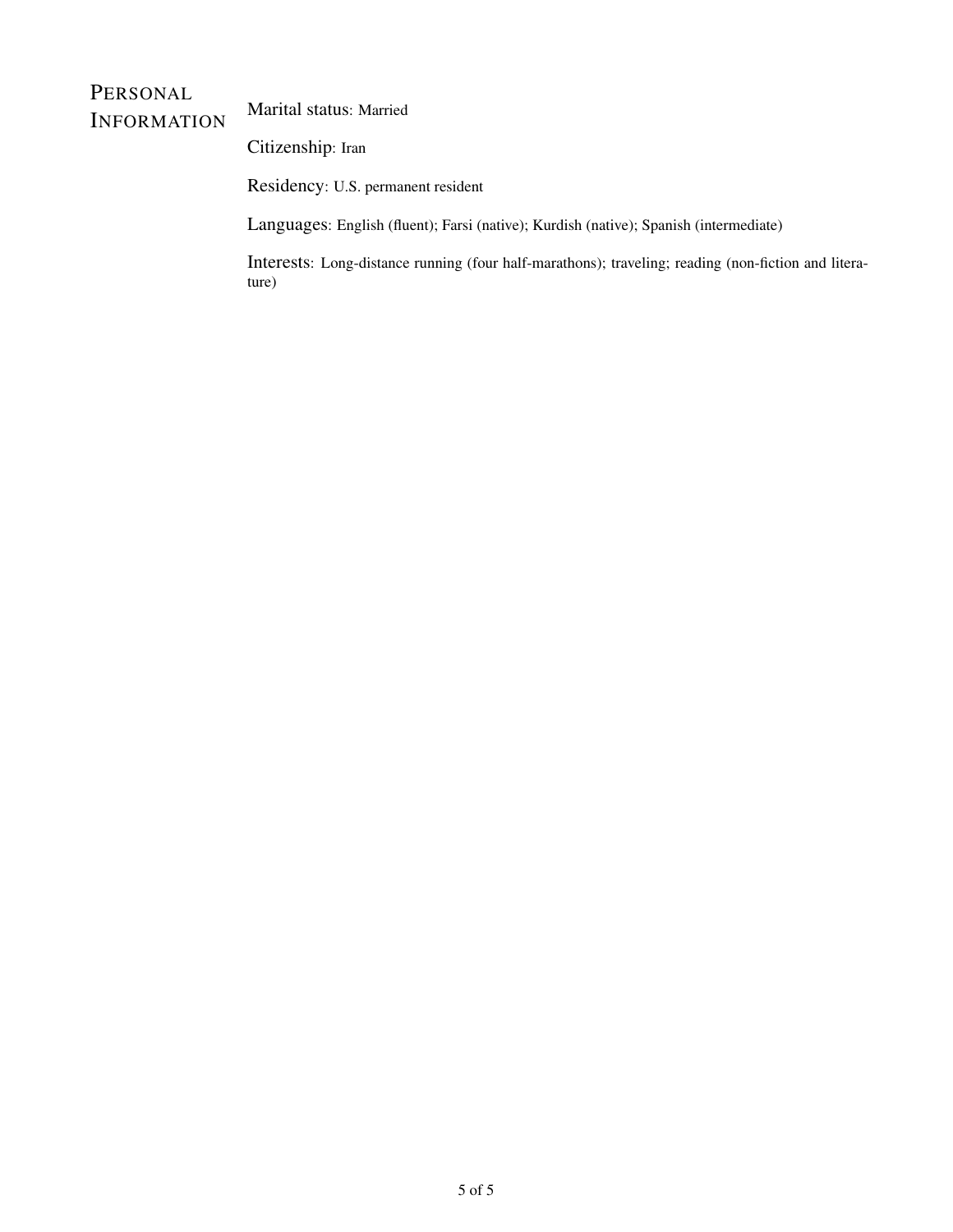## Personal Information

**Marital status**: Married

**Citizenship**: Iran

**Residency**: U.S. permanent resident

**Languages**: English (fluent); Farsi (native); Kurdish (native); Spanish (intermediate)

**Interests**: Long-distance running (four half-marathons); traveling; reading (non-fiction and literature)